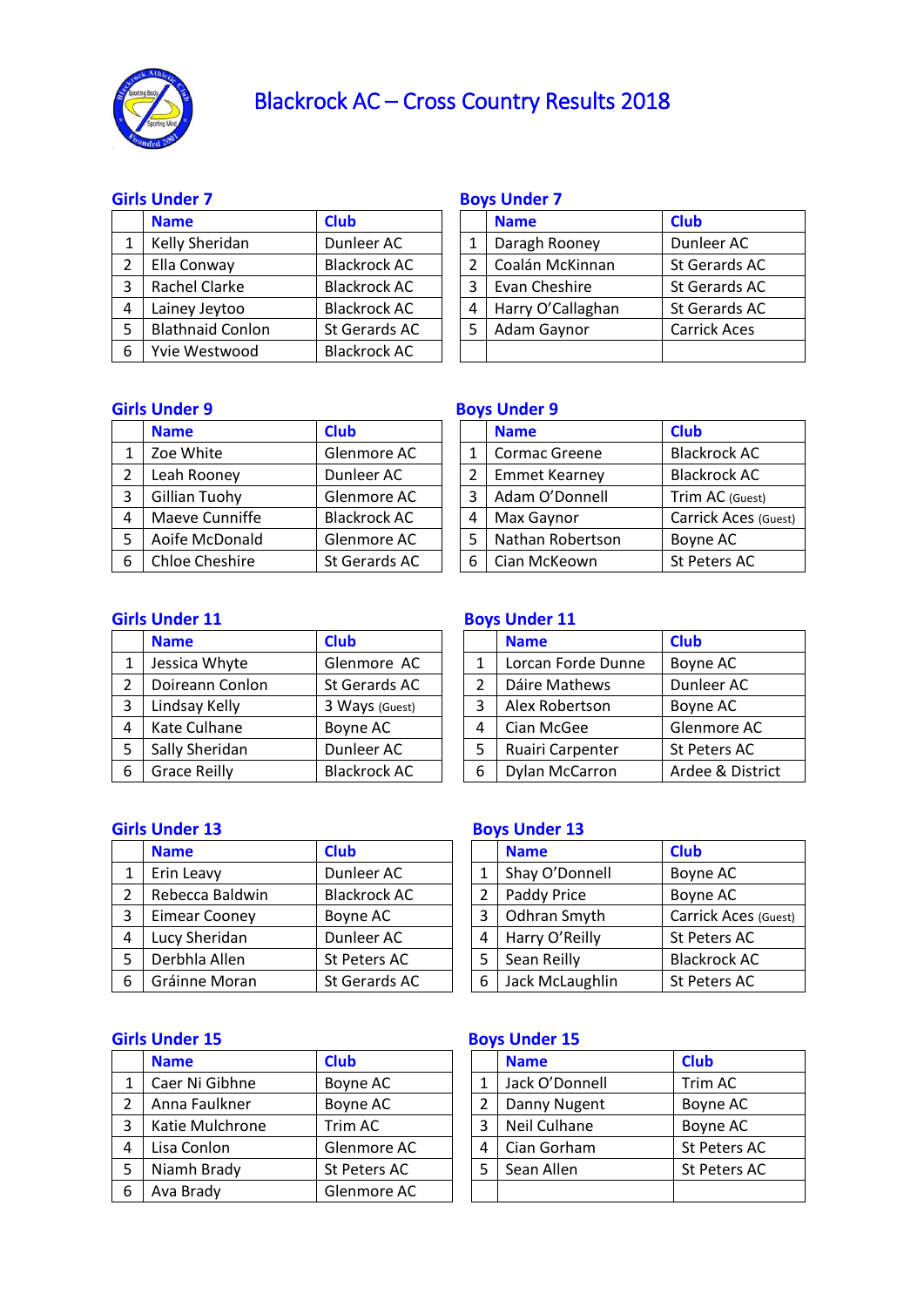# Blackrock AC – Cross Country Results 2018

## Girls Under 7

| | Name | Club |
|---|---|---|
| 1 | Kelly Sheridan | Dunleer AC |
| 2 | Ella Conway | Blackrock AC |
| 3 | Rachel Clarke | Blackrock AC |
| 4 | Lainey Jeytoo | Blackrock AC |
| 5 | Blathnaid Conlon | St Gerards AC |
| 6 | Yvie Westwood | Blackrock AC |

## Boys Under 7

| | Name | Club |
|---|---|---|
| 1 | Daragh Rooney | Dunleer AC |
| 2 | Coalán McKinnan | St Gerards AC |
| 3 | Evan Cheshire | St Gerards AC |
| 4 | Harry O'Callaghan | St Gerards AC |
| 5 | Adam Gaynor | Carrick Aces |
| | | |

## Girls Under 9

| | Name | Club |
|---|---|---|
| 1 | Zoe White | Glenmore AC |
| 2 | Leah Rooney | Dunleer AC |
| 3 | Gillian Tuohy | Glenmore AC |
| 4 | Maeve Cunniffe | Blackrock AC |
| 5 | Aoife McDonald | Glenmore AC |
| 6 | Chloe Cheshire | St Gerards AC |

## Boys Under 9

| | Name | Club |
|---|---|---|
| 1 | Cormac Greene | Blackrock AC |
| 2 | Emmet Kearney | Blackrock AC |
| 3 | Adam O'Donnell | Trim AC (Guest) |
| 4 | Max Gaynor | Carrick Aces (Guest) |
| 5 | Nathan Robertson | Boyne AC |
| 6 | Cian McKeown | St Peters AC |

## Girls Under 11

| | Name | Club |
|---|---|---|
| 1 | Jessica Whyte | Glenmore AC |
| 2 | Doireann Conlon | St Gerards AC |
| 3 | Lindsay Kelly | 3 Ways (Guest) |
| 4 | Kate Culhane | Boyne AC |
| 5 | Sally Sheridan | Dunleer AC |
| 6 | Grace Reilly | Blackrock AC |

## Boys Under 11

| | Name | Club |
|---|---|---|
| 1 | Lorcan Forde Dunne | Boyne AC |
| 2 | Dáire Mathews | Dunleer AC |
| 3 | Alex Robertson | Boyne AC |
| 4 | Cian McGee | Glenmore AC |
| 5 | Ruairi Carpenter | St Peters AC |
| 6 | Dylan McCarron | Ardee & District |

## Girls Under 13

| | Name | Club |
|---|---|---|
| 1 | Erin Leavy | Dunleer AC |
| 2 | Rebecca Baldwin | Blackrock AC |
| 3 | Eimear Cooney | Boyne AC |
| 4 | Lucy Sheridan | Dunleer AC |
| 5 | Derbhla Allen | St Peters AC |
| 6 | Gráinne Moran | St Gerards AC |

## Boys Under 13

| | Name | Club |
|---|---|---|
| 1 | Shay O'Donnell | Boyne AC |
| 2 | Paddy Price | Boyne AC |
| 3 | Odhran Smyth | Carrick Aces (Guest) |
| 4 | Harry O'Reilly | St Peters AC |
| 5 | Sean Reilly | Blackrock AC |
| 6 | Jack McLaughlin | St Peters AC |

## Girls Under 15

| | Name | Club |
|---|---|---|
| 1 | Caer Ni Gibhne | Boyne AC |
| 2 | Anna Faulkner | Boyne AC |
| 3 | Katie Mulchrone | Trim AC |
| 4 | Lisa Conlon | Glenmore AC |
| 5 | Niamh Brady | St Peters AC |
| 6 | Ava Brady | Glenmore AC |

## Boys Under 15

| | Name | Club |
|---|---|---|
| 1 | Jack O'Donnell | Trim AC |
| 2 | Danny Nugent | Boyne AC |
| 3 | Neil Culhane | Boyne AC |
| 4 | Cian Gorham | St Peters AC |
| 5 | Sean Allen | St Peters AC |
| | | |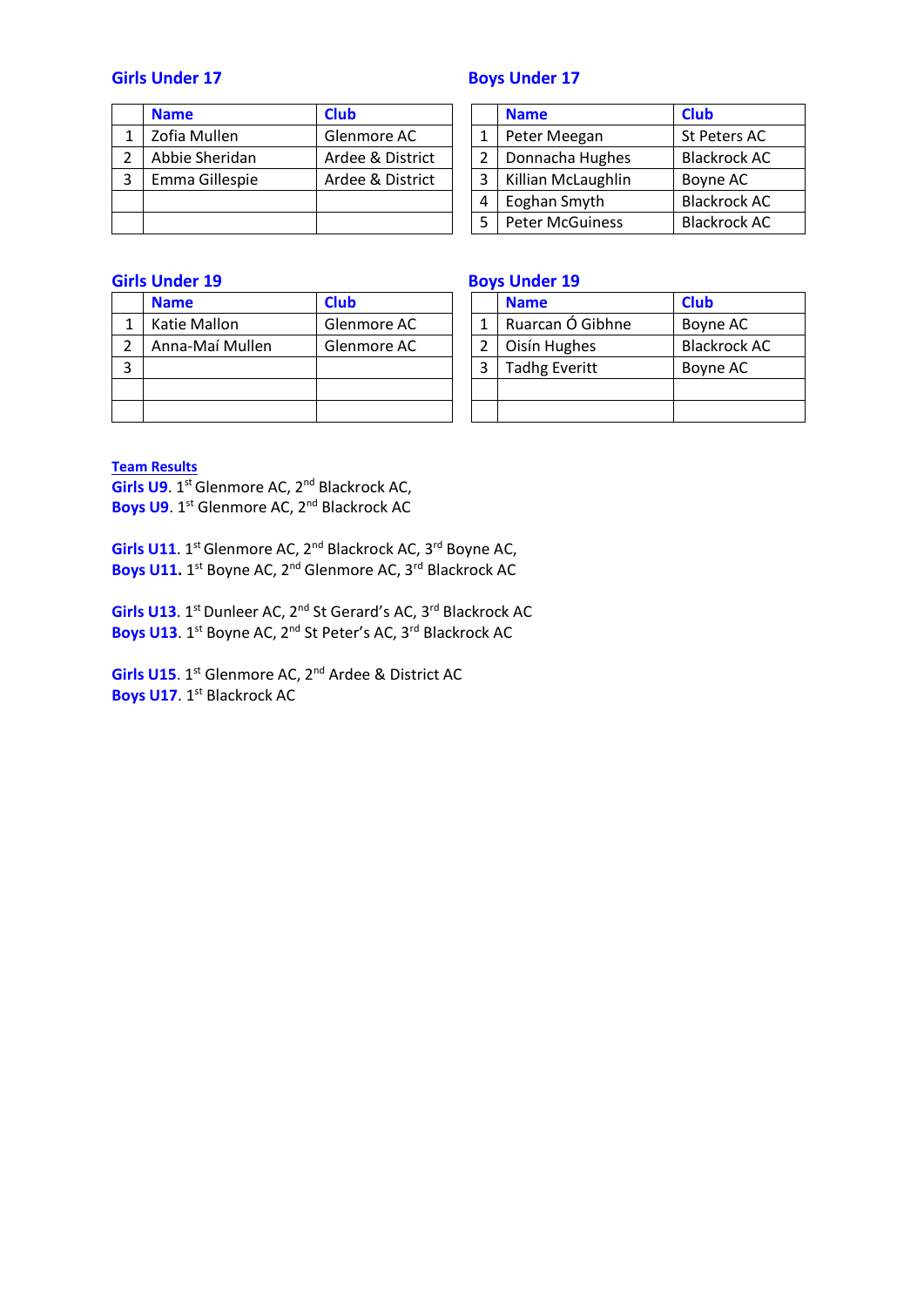### Girls Under 17

| | Name | Club |
|---|---|---|
| 1 | Zofia Mullen | Glenmore AC |
| 2 | Abbie Sheridan | Ardee & District |
| 3 | Emma Gillespie | Ardee & District |
| | | |
| | | |

### Boys Under 17

| | Name | Club |
|---|---|---|
| 1 | Peter Meegan | St Peters AC |
| 2 | Donnacha Hughes | Blackrock AC |
| 3 | Killian McLaughlin | Boyne AC |
| 4 | Eoghan Smyth | Blackrock AC |
| 5 | Peter McGuiness | Blackrock AC |

### Girls Under 19

| | Name | Club |
|---|---|---|
| 1 | Katie Mallon | Glenmore AC |
| 2 | Anna-Maí Mullen | Glenmore AC |
| 3 | | |
| | | |
| | | |

### Boys Under 19

| | Name | Club |
|---|---|---|
| 1 | Ruarcan Ó Gibhne | Boyne AC |
| 2 | Oisín Hughes | Blackrock AC |
| 3 | Tadhg Everitt | Boyne AC |
| | | |
| | | |

**Team Results**

**Girls U9**. 1st Glenmore AC, 2nd Blackrock AC,
**Boys U9**. 1st Glenmore AC, 2nd Blackrock AC

**Girls U11**. 1st Glenmore AC, 2nd Blackrock AC, 3rd Boyne AC,
**Boys U11.** 1st Boyne AC, 2nd Glenmore AC, 3rd Blackrock AC

**Girls U13**. 1st Dunleer AC, 2nd St Gerard's AC, 3rd Blackrock AC
**Boys U13**. 1st Boyne AC, 2nd St Peter's AC, 3rd Blackrock AC

**Girls U15**. 1st Glenmore AC, 2nd Ardee & District AC
**Boys U17**. 1st Blackrock AC